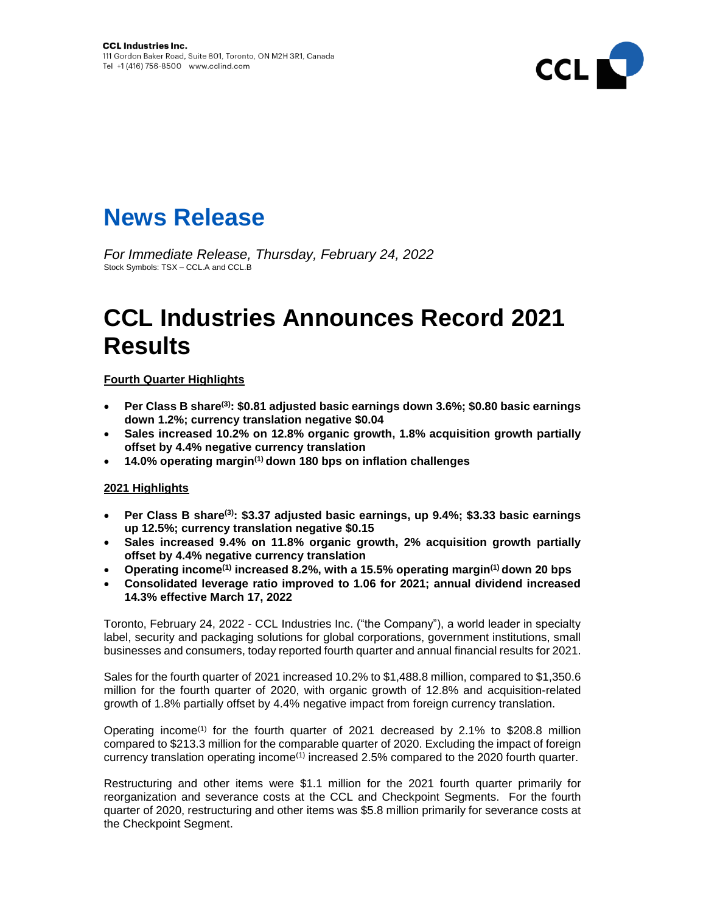CCL Industries Inc.
111 Gordon Baker Road, Suite 801, Toronto, ON M2H 3R1, Canada
Tel +1 (416) 756-8500 www.cclind.com

# News Release

*For Immediate Release, Thursday, February 24, 2022*
Stock Symbols: TSX – CCL.A and CCL.B

# CCL Industries Announces Record 2021 Results

**Fourth Quarter Highlights**

- **Per Class B share[3]: \$0.81 adjusted basic earnings down 3.6%; \$0.80 basic earnings down 1.2%; currency translation negative \$0.04**
- **Sales increased 10.2% on 12.8% organic growth, 1.8% acquisition growth partially offset by 4.4% negative currency translation**
- **14.0% operating margin[1] down 180 bps on inflation challenges**

**2021 Highlights**

- **Per Class B share[3]: \$3.37 adjusted basic earnings, up 9.4%; \$3.33 basic earnings up 12.5%; currency translation negative \$0.15**
- **Sales increased 9.4% on 11.8% organic growth, 2% acquisition growth partially offset by 4.4% negative currency translation**
- **Operating income[1] increased 8.2%, with a 15.5% operating margin[1] down 20 bps**
- **Consolidated leverage ratio improved to 1.06 for 2021; annual dividend increased 14.3% effective March 17, 2022**

Toronto, February 24, 2022 - CCL Industries Inc. ("the Company"), a world leader in specialty label, security and packaging solutions for global corporations, government institutions, small businesses and consumers, today reported fourth quarter and annual financial results for 2021.

Sales for the fourth quarter of 2021 increased 10.2% to \$1,488.8 million, compared to \$1,350.6 million for the fourth quarter of 2020, with organic growth of 12.8% and acquisition-related growth of 1.8% partially offset by 4.4% negative impact from foreign currency translation.

Operating income[1] for the fourth quarter of 2021 decreased by 2.1% to \$208.8 million compared to \$213.3 million for the comparable quarter of 2020. Excluding the impact of foreign currency translation operating income[1] increased 2.5% compared to the 2020 fourth quarter.

Restructuring and other items were \$1.1 million for the 2021 fourth quarter primarily for reorganization and severance costs at the CCL and Checkpoint Segments. For the fourth quarter of 2020, restructuring and other items was \$5.8 million primarily for severance costs at the Checkpoint Segment.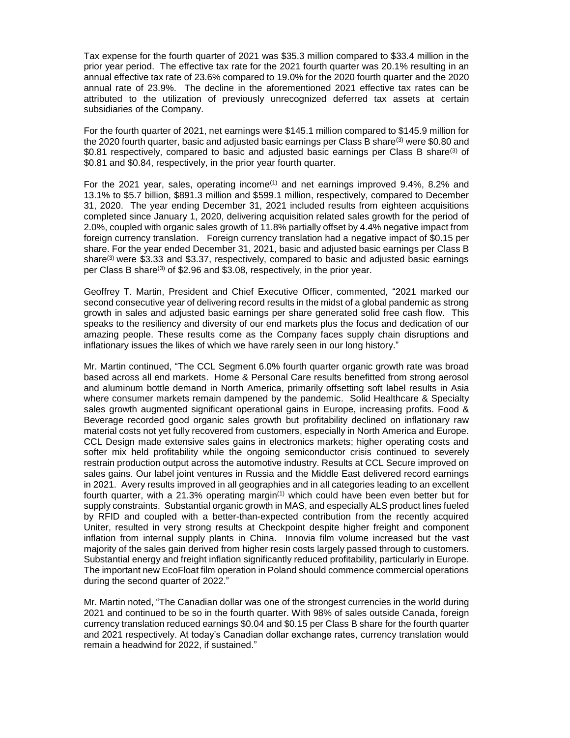Tax expense for the fourth quarter of 2021 was \$35.3 million compared to \$33.4 million in the prior year period. The effective tax rate for the 2021 fourth quarter was 20.1% resulting in an annual effective tax rate of 23.6% compared to 19.0% for the 2020 fourth quarter and the 2020 annual rate of 23.9%. The decline in the aforementioned 2021 effective tax rates can be attributed to the utilization of previously unrecognized deferred tax assets at certain subsidiaries of the Company.

For the fourth quarter of 2021, net earnings were \$145.1 million compared to \$145.9 million for the 2020 fourth quarter, basic and adjusted basic earnings per Class B share[3] were \$0.80 and \$0.81 respectively, compared to basic and adjusted basic earnings per Class B share[3] of \$0.81 and \$0.84, respectively, in the prior year fourth quarter.

For the 2021 year, sales, operating income[1] and net earnings improved 9.4%, 8.2% and 13.1% to \$5.7 billion, \$891.3 million and \$599.1 million, respectively, compared to December 31, 2020. The year ending December 31, 2021 included results from eighteen acquisitions completed since January 1, 2020, delivering acquisition related sales growth for the period of 2.0%, coupled with organic sales growth of 11.8% partially offset by 4.4% negative impact from foreign currency translation. Foreign currency translation had a negative impact of \$0.15 per share. For the year ended December 31, 2021, basic and adjusted basic earnings per Class B share[3] were \$3.33 and \$3.37, respectively, compared to basic and adjusted basic earnings per Class B share[3] of \$2.96 and \$3.08, respectively, in the prior year.

Geoffrey T. Martin, President and Chief Executive Officer, commented, "2021 marked our second consecutive year of delivering record results in the midst of a global pandemic as strong growth in sales and adjusted basic earnings per share generated solid free cash flow. This speaks to the resiliency and diversity of our end markets plus the focus and dedication of our amazing people. These results come as the Company faces supply chain disruptions and inflationary issues the likes of which we have rarely seen in our long history."

Mr. Martin continued, "The CCL Segment 6.0% fourth quarter organic growth rate was broad based across all end markets. Home & Personal Care results benefitted from strong aerosol and aluminum bottle demand in North America, primarily offsetting soft label results in Asia where consumer markets remain dampened by the pandemic. Solid Healthcare & Specialty sales growth augmented significant operational gains in Europe, increasing profits. Food & Beverage recorded good organic sales growth but profitability declined on inflationary raw material costs not yet fully recovered from customers, especially in North America and Europe. CCL Design made extensive sales gains in electronics markets; higher operating costs and softer mix held profitability while the ongoing semiconductor crisis continued to severely restrain production output across the automotive industry. Results at CCL Secure improved on sales gains. Our label joint ventures in Russia and the Middle East delivered record earnings in 2021. Avery results improved in all geographies and in all categories leading to an excellent fourth quarter, with a 21.3% operating margin[1] which could have been even better but for supply constraints. Substantial organic growth in MAS, and especially ALS product lines fueled by RFID and coupled with a better-than-expected contribution from the recently acquired Uniter, resulted in very strong results at Checkpoint despite higher freight and component inflation from internal supply plants in China. Innovia film volume increased but the vast majority of the sales gain derived from higher resin costs largely passed through to customers. Substantial energy and freight inflation significantly reduced profitability, particularly in Europe. The important new EcoFloat film operation in Poland should commence commercial operations during the second quarter of 2022."

Mr. Martin noted, "The Canadian dollar was one of the strongest currencies in the world during 2021 and continued to be so in the fourth quarter. With 98% of sales outside Canada, foreign currency translation reduced earnings \$0.04 and \$0.15 per Class B share for the fourth quarter and 2021 respectively. At today's Canadian dollar exchange rates, currency translation would remain a headwind for 2022, if sustained."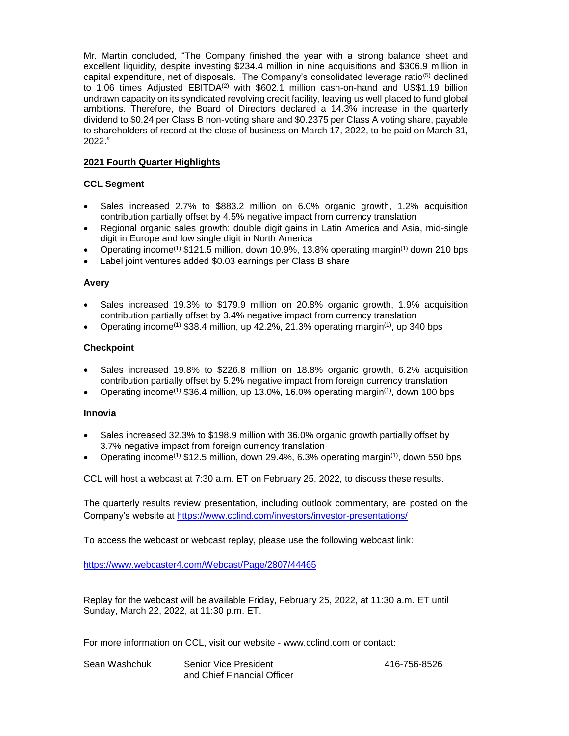Mr. Martin concluded, "The Company finished the year with a strong balance sheet and excellent liquidity, despite investing $234.4 million in nine acquisitions and $306.9 million in capital expenditure, net of disposals. The Company's consolidated leverage ratio[5] declined to 1.06 times Adjusted EBITDA[2] with $602.1 million cash-on-hand and US$1.19 billion undrawn capacity on its syndicated revolving credit facility, leaving us well placed to fund global ambitions. Therefore, the Board of Directors declared a 14.3% increase in the quarterly dividend to $0.24 per Class B non-voting share and $0.2375 per Class A voting share, payable to shareholders of record at the close of business on March 17, 2022, to be paid on March 31, 2022."

## 2021 Fourth Quarter Highlights

### CCL Segment

- Sales increased 2.7% to $883.2 million on 6.0% organic growth, 1.2% acquisition contribution partially offset by 4.5% negative impact from currency translation
- Regional organic sales growth: double digit gains in Latin America and Asia, mid-single digit in Europe and low single digit in North America
- Operating income[1] $121.5 million, down 10.9%, 13.8% operating margin[1] down 210 bps
- Label joint ventures added $0.03 earnings per Class B share

### Avery

- Sales increased 19.3% to $179.9 million on 20.8% organic growth, 1.9% acquisition contribution partially offset by 3.4% negative impact from currency translation
- Operating income[1] $38.4 million, up 42.2%, 21.3% operating margin[1], up 340 bps

### Checkpoint

- Sales increased 19.8% to $226.8 million on 18.8% organic growth, 6.2% acquisition contribution partially offset by 5.2% negative impact from foreign currency translation
- Operating income[1] $36.4 million, up 13.0%, 16.0% operating margin[1], down 100 bps

### Innovia

- Sales increased 32.3% to $198.9 million with 36.0% organic growth partially offset by 3.7% negative impact from foreign currency translation
- Operating income[1] $12.5 million, down 29.4%, 6.3% operating margin[1], down 550 bps

CCL will host a webcast at 7:30 a.m. ET on February 25, 2022, to discuss these results.

The quarterly results review presentation, including outlook commentary, are posted on the Company's website at https://www.cclind.com/investors/investor-presentations/

To access the webcast or webcast replay, please use the following webcast link:

https://www.webcaster4.com/Webcast/Page/2807/44465

Replay for the webcast will be available Friday, February 25, 2022, at 11:30 a.m. ET until Sunday, March 22, 2022, at 11:30 p.m. ET.

For more information on CCL, visit our website - www.cclind.com or contact:

| | | |
|---|---|---|
| Sean Washchuk | Senior Vice President and Chief Financial Officer | 416-756-8526 |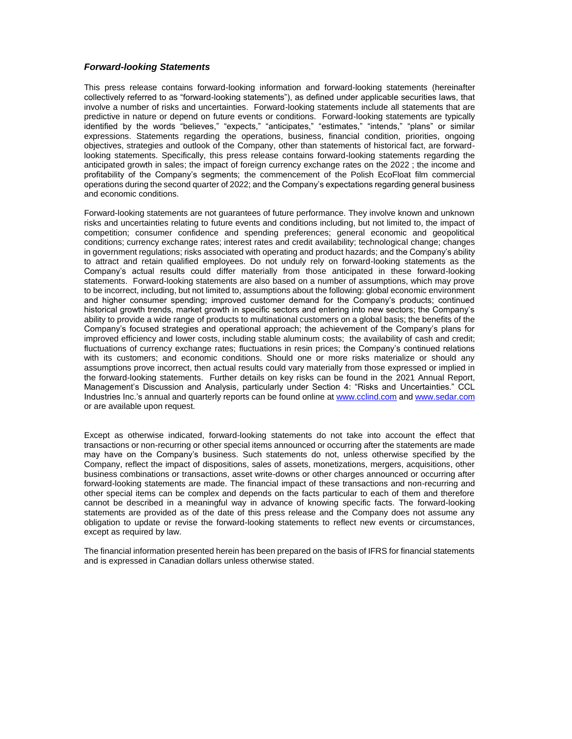### *Forward-looking Statements*

This press release contains forward-looking information and forward-looking statements (hereinafter collectively referred to as "forward-looking statements"), as defined under applicable securities laws, that involve a number of risks and uncertainties. Forward-looking statements include all statements that are predictive in nature or depend on future events or conditions. Forward-looking statements are typically identified by the words "believes," "expects," "anticipates," "estimates," "intends," "plans" or similar expressions. Statements regarding the operations, business, financial condition, priorities, ongoing objectives, strategies and outlook of the Company, other than statements of historical fact, are forward-looking statements. Specifically, this press release contains forward-looking statements regarding the anticipated growth in sales; the impact of foreign currency exchange rates on the 2022 ; the income and profitability of the Company's segments; the commencement of the Polish EcoFloat film commercial operations during the second quarter of 2022; and the Company's expectations regarding general business and economic conditions.

Forward-looking statements are not guarantees of future performance. They involve known and unknown risks and uncertainties relating to future events and conditions including, but not limited to, the impact of competition; consumer confidence and spending preferences; general economic and geopolitical conditions; currency exchange rates; interest rates and credit availability; technological change; changes in government regulations; risks associated with operating and product hazards; and the Company's ability to attract and retain qualified employees. Do not unduly rely on forward-looking statements as the Company's actual results could differ materially from those anticipated in these forward-looking statements. Forward-looking statements are also based on a number of assumptions, which may prove to be incorrect, including, but not limited to, assumptions about the following: global economic environment and higher consumer spending; improved customer demand for the Company's products; continued historical growth trends, market growth in specific sectors and entering into new sectors; the Company's ability to provide a wide range of products to multinational customers on a global basis; the benefits of the Company's focused strategies and operational approach; the achievement of the Company's plans for improved efficiency and lower costs, including stable aluminum costs; the availability of cash and credit; fluctuations of currency exchange rates; fluctuations in resin prices; the Company's continued relations with its customers; and economic conditions. Should one or more risks materialize or should any assumptions prove incorrect, then actual results could vary materially from those expressed or implied in the forward-looking statements. Further details on key risks can be found in the 2021 Annual Report, Management's Discussion and Analysis, particularly under Section 4: "Risks and Uncertainties." CCL Industries Inc.'s annual and quarterly reports can be found online at www.cclind.com and www.sedar.com or are available upon request.

Except as otherwise indicated, forward-looking statements do not take into account the effect that transactions or non-recurring or other special items announced or occurring after the statements are made may have on the Company's business. Such statements do not, unless otherwise specified by the Company, reflect the impact of dispositions, sales of assets, monetizations, mergers, acquisitions, other business combinations or transactions, asset write-downs or other charges announced or occurring after forward-looking statements are made. The financial impact of these transactions and non-recurring and other special items can be complex and depends on the facts particular to each of them and therefore cannot be described in a meaningful way in advance of knowing specific facts. The forward-looking statements are provided as of the date of this press release and the Company does not assume any obligation to update or revise the forward-looking statements to reflect new events or circumstances, except as required by law.

The financial information presented herein has been prepared on the basis of IFRS for financial statements and is expressed in Canadian dollars unless otherwise stated.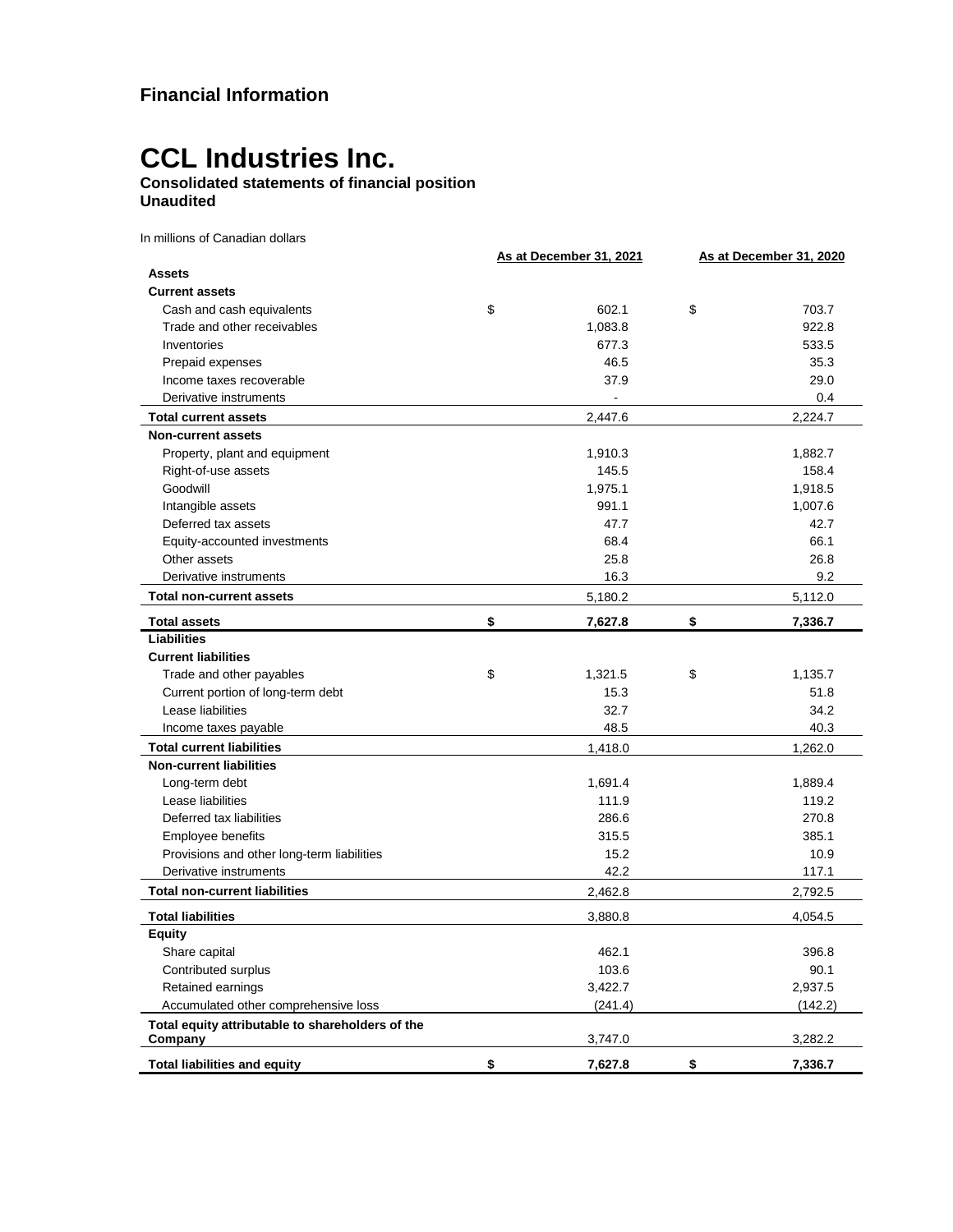## Financial Information

# CCL Industries Inc.

**Consolidated statements of financial position**
**Unaudited**

In millions of Canadian dollars

| | As at December 31, 2021 | As at December 31, 2020 |
|---|---|---|
| **Assets** | | |
| **Current assets** | | |
| Cash and cash equivalents | $ 602.1 | $ 703.7 |
| Trade and other receivables | 1,083.8 | 922.8 |
| Inventories | 677.3 | 533.5 |
| Prepaid expenses | 46.5 | 35.3 |
| Income taxes recoverable | 37.9 | 29.0 |
| Derivative instruments | - | 0.4 |
| **Total current assets** | 2,447.6 | 2,224.7 |
| **Non-current assets** | | |
| Property, plant and equipment | 1,910.3 | 1,882.7 |
| Right-of-use assets | 145.5 | 158.4 |
| Goodwill | 1,975.1 | 1,918.5 |
| Intangible assets | 991.1 | 1,007.6 |
| Deferred tax assets | 47.7 | 42.7 |
| Equity-accounted investments | 68.4 | 66.1 |
| Other assets | 25.8 | 26.8 |
| Derivative instruments | 16.3 | 9.2 |
| **Total non-current assets** | 5,180.2 | 5,112.0 |
| **Total assets** | **$ 7,627.8** | **$ 7,336.7** |
| **Liabilities** | | |
| **Current liabilities** | | |
| Trade and other payables | $ 1,321.5 | $ 1,135.7 |
| Current portion of long-term debt | 15.3 | 51.8 |
| Lease liabilities | 32.7 | 34.2 |
| Income taxes payable | 48.5 | 40.3 |
| **Total current liabilities** | 1,418.0 | 1,262.0 |
| **Non-current liabilities** | | |
| Long-term debt | 1,691.4 | 1,889.4 |
| Lease liabilities | 111.9 | 119.2 |
| Deferred tax liabilities | 286.6 | 270.8 |
| Employee benefits | 315.5 | 385.1 |
| Provisions and other long-term liabilities | 15.2 | 10.9 |
| Derivative instruments | 42.2 | 117.1 |
| **Total non-current liabilities** | 2,462.8 | 2,792.5 |
| **Total liabilities** | 3,880.8 | 4,054.5 |
| **Equity** | | |
| Share capital | 462.1 | 396.8 |
| Contributed surplus | 103.6 | 90.1 |
| Retained earnings | 3,422.7 | 2,937.5 |
| Accumulated other comprehensive loss | (241.4) | (142.2) |
| **Total equity attributable to shareholders of the Company** | 3,747.0 | 3,282.2 |
| **Total liabilities and equity** | **$ 7,627.8** | **$ 7,336.7** |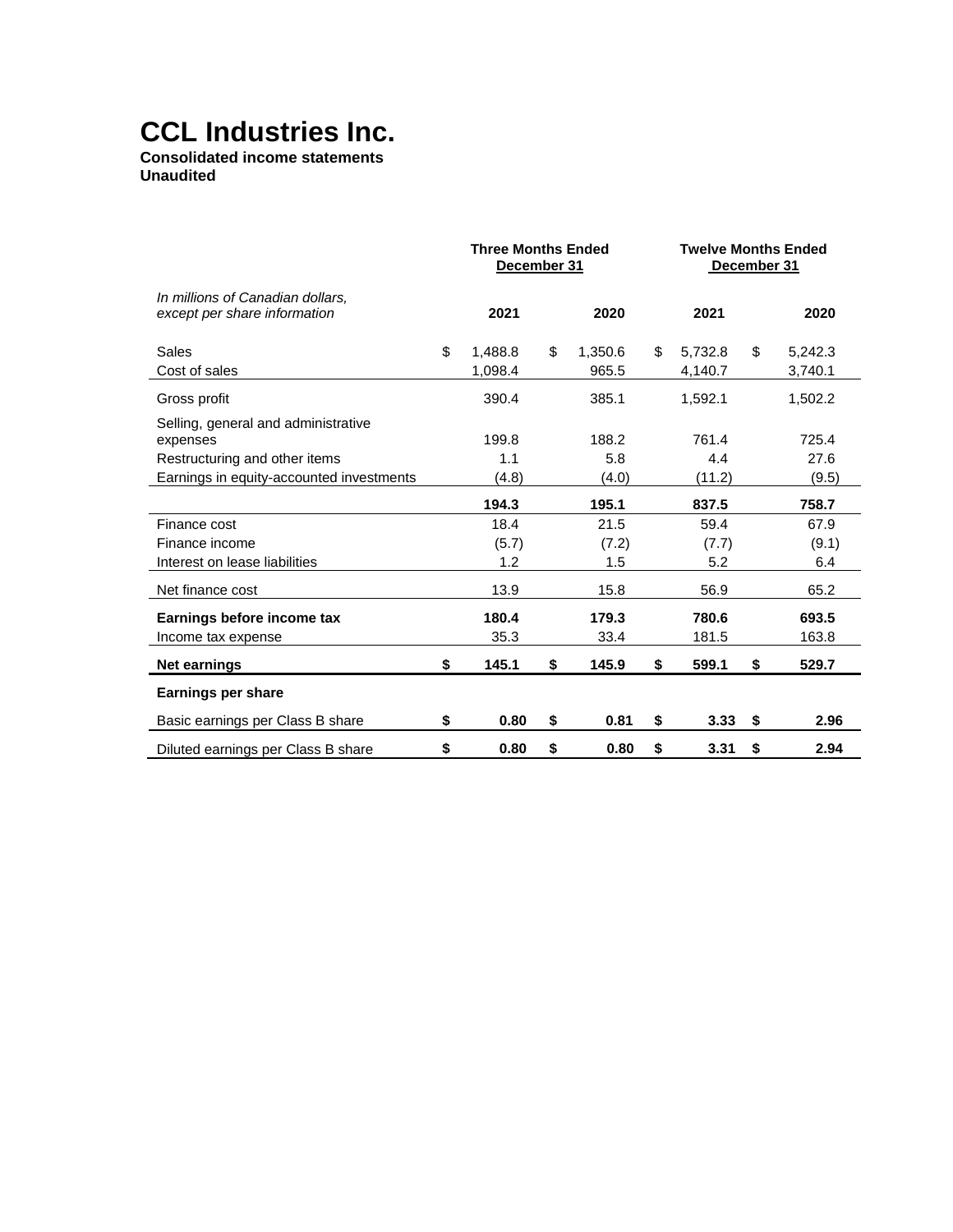# CCL Industries Inc.

**Consolidated income statements**
**Unaudited**

| *In millions of Canadian dollars, except per share information* | **Three Months Ended December 31** | | **Twelve Months Ended December 31** | |
|---|---|---|---|---|
| | **2021** | **2020** | **2021** | **2020** |
| Sales | $ 1,488.8 | $ 1,350.6 | $ 5,732.8 | $ 5,242.3 |
| Cost of sales | 1,098.4 | 965.5 | 4,140.7 | 3,740.1 |
| Gross profit | 390.4 | 385.1 | 1,592.1 | 1,502.2 |
| Selling, general and administrative expenses | 199.8 | 188.2 | 761.4 | 725.4 |
| Restructuring and other items | 1.1 | 5.8 | 4.4 | 27.6 |
| Earnings in equity-accounted investments | (4.8) | (4.0) | (11.2) | (9.5) |
| | **194.3** | **195.1** | **837.5** | **758.7** |
| Finance cost | 18.4 | 21.5 | 59.4 | 67.9 |
| Finance income | (5.7) | (7.2) | (7.7) | (9.1) |
| Interest on lease liabilities | 1.2 | 1.5 | 5.2 | 6.4 |
| Net finance cost | 13.9 | 15.8 | 56.9 | 65.2 |
| **Earnings before income tax** | **180.4** | **179.3** | **780.6** | **693.5** |
| Income tax expense | 35.3 | 33.4 | 181.5 | 163.8 |
| **Net earnings** | **$ 145.1** | **$ 145.9** | **$ 599.1** | **$ 529.7** |
| **Earnings per share** | | | | |
| Basic earnings per Class B share | **$ 0.80** | **$ 0.81** | **$ 3.33** | **$ 2.96** |
| Diluted earnings per Class B share | **$ 0.80** | **$ 0.80** | **$ 3.31** | **$ 2.94** |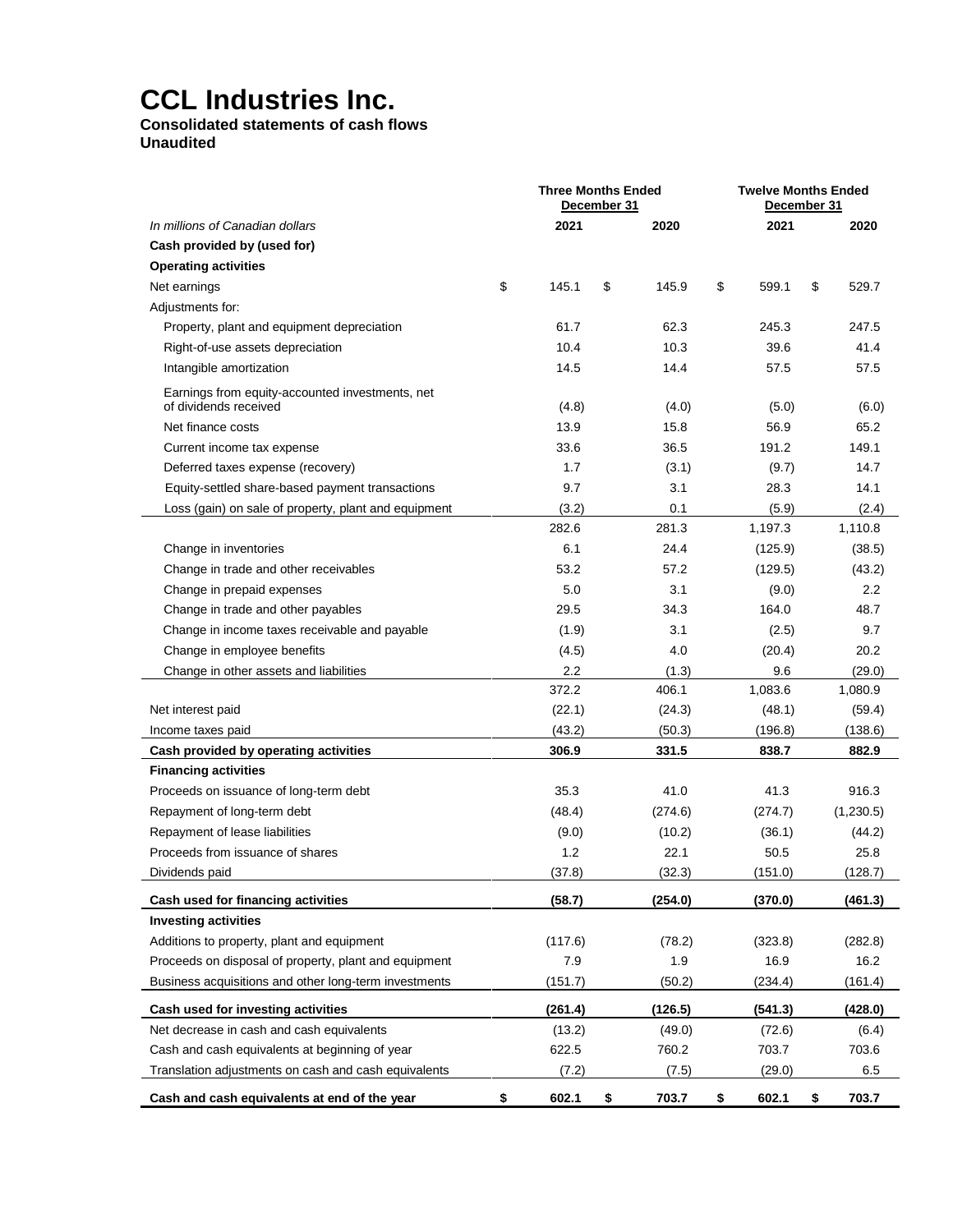# CCL Industries Inc.

**Consolidated statements of cash flows**
**Unaudited**

| *In millions of Canadian dollars* | Three Months Ended December 31 2021 | Three Months Ended December 31 2020 | Twelve Months Ended December 31 2021 | Twelve Months Ended December 31 2020 |
|---|---|---|---|---|
| **Cash provided by (used for)** | | | | |
| **Operating activities** | | | | |
| Net earnings | $ 145.1 | $ 145.9 | $ 599.1 | $ 529.7 |
| Adjustments for: | | | | |
| Property, plant and equipment depreciation | 61.7 | 62.3 | 245.3 | 247.5 |
| Right-of-use assets depreciation | 10.4 | 10.3 | 39.6 | 41.4 |
| Intangible amortization | 14.5 | 14.4 | 57.5 | 57.5 |
| Earnings from equity-accounted investments, net of dividends received | (4.8) | (4.0) | (5.0) | (6.0) |
| Net finance costs | 13.9 | 15.8 | 56.9 | 65.2 |
| Current income tax expense | 33.6 | 36.5 | 191.2 | 149.1 |
| Deferred taxes expense (recovery) | 1.7 | (3.1) | (9.7) | 14.7 |
| Equity-settled share-based payment transactions | 9.7 | 3.1 | 28.3 | 14.1 |
| Loss (gain) on sale of property, plant and equipment | (3.2) | 0.1 | (5.9) | (2.4) |
| | 282.6 | 281.3 | 1,197.3 | 1,110.8 |
| Change in inventories | 6.1 | 24.4 | (125.9) | (38.5) |
| Change in trade and other receivables | 53.2 | 57.2 | (129.5) | (43.2) |
| Change in prepaid expenses | 5.0 | 3.1 | (9.0) | 2.2 |
| Change in trade and other payables | 29.5 | 34.3 | 164.0 | 48.7 |
| Change in income taxes receivable and payable | (1.9) | 3.1 | (2.5) | 9.7 |
| Change in employee benefits | (4.5) | 4.0 | (20.4) | 20.2 |
| Change in other assets and liabilities | 2.2 | (1.3) | 9.6 | (29.0) |
| | 372.2 | 406.1 | 1,083.6 | 1,080.9 |
| Net interest paid | (22.1) | (24.3) | (48.1) | (59.4) |
| Income taxes paid | (43.2) | (50.3) | (196.8) | (138.6) |
| **Cash provided by operating activities** | **306.9** | **331.5** | **838.7** | **882.9** |
| **Financing activities** | | | | |
| Proceeds on issuance of long-term debt | 35.3 | 41.0 | 41.3 | 916.3 |
| Repayment of long-term debt | (48.4) | (274.6) | (274.7) | (1,230.5) |
| Repayment of lease liabilities | (9.0) | (10.2) | (36.1) | (44.2) |
| Proceeds from issuance of shares | 1.2 | 22.1 | 50.5 | 25.8 |
| Dividends paid | (37.8) | (32.3) | (151.0) | (128.7) |
| **Cash used for financing activities** | **(58.7)** | **(254.0)** | **(370.0)** | **(461.3)** |
| **Investing activities** | | | | |
| Additions to property, plant and equipment | (117.6) | (78.2) | (323.8) | (282.8) |
| Proceeds on disposal of property, plant and equipment | 7.9 | 1.9 | 16.9 | 16.2 |
| Business acquisitions and other long-term investments | (151.7) | (50.2) | (234.4) | (161.4) |
| **Cash used for investing activities** | **(261.4)** | **(126.5)** | **(541.3)** | **(428.0)** |
| Net decrease in cash and cash equivalents | (13.2) | (49.0) | (72.6) | (6.4) |
| Cash and cash equivalents at beginning of year | 622.5 | 760.2 | 703.7 | 703.6 |
| Translation adjustments on cash and cash equivalents | (7.2) | (7.5) | (29.0) | 6.5 |
| **Cash and cash equivalents at end of the year** | **$ 602.1** | **$ 703.7** | **$ 602.1** | **$ 703.7** |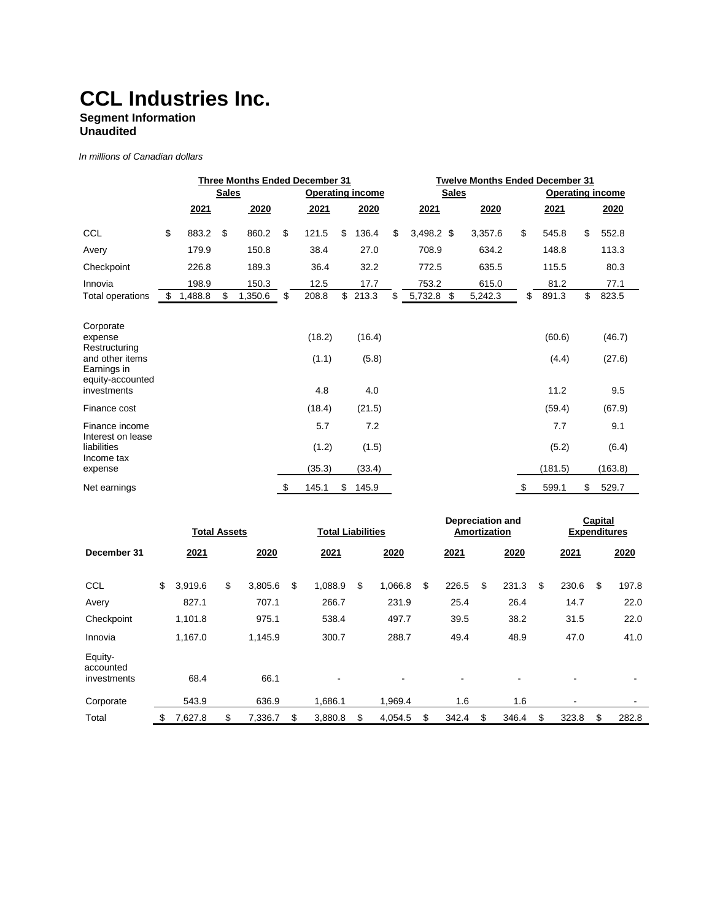# CCL Industries Inc.

**Segment Information**
**Unaudited**

*In millions of Canadian dollars*

| | Three Months Ended December 31 | | | | Twelve Months Ended December 31 | | | |
|---|---|---|---|---|---|---|---|---|
| | Sales | | Operating income | | Sales | | Operating income | |
| | 2021 | 2020 | 2021 | 2020 | 2021 | 2020 | 2021 | 2020 |
| CCL | $ 883.2 | $ 860.2 | $ 121.5 | $ 136.4 | $ 3,498.2 | $ 3,357.6 | $ 545.8 | $ 552.8 |
| Avery | 179.9 | 150.8 | 38.4 | 27.0 | 708.9 | 634.2 | 148.8 | 113.3 |
| Checkpoint | 226.8 | 189.3 | 36.4 | 32.2 | 772.5 | 635.5 | 115.5 | 80.3 |
| Innovia | 198.9 | 150.3 | 12.5 | 17.7 | 753.2 | 615.0 | 81.2 | 77.1 |
| Total operations | $ 1,488.8 | $ 1,350.6 | $ 208.8 | $ 213.3 | $ 5,732.8 | $ 5,242.3 | $ 891.3 | $ 823.5 |
| Corporate expense | | | (18.2) | (16.4) | | | (60.6) | (46.7) |
| Restructuring and other items | | | (1.1) | (5.8) | | | (4.4) | (27.6) |
| Earnings in equity-accounted investments | | | 4.8 | 4.0 | | | 11.2 | 9.5 |
| Finance cost | | | (18.4) | (21.5) | | | (59.4) | (67.9) |
| Finance income | | | 5.7 | 7.2 | | | 7.7 | 9.1 |
| Interest on lease liabilities | | | (1.2) | (1.5) | | | (5.2) | (6.4) |
| Income tax expense | | | (35.3) | (33.4) | | | (181.5) | (163.8) |
| Net earnings | | | $ 145.1 | $ 145.9 | | | $ 599.1 | $ 529.7 |

| | Total Assets | | Total Liabilities | | Depreciation and Amortization | | Capital Expenditures | |
|---|---|---|---|---|---|---|---|---|
| December 31 | 2021 | 2020 | 2021 | 2020 | 2021 | 2020 | 2021 | 2020 |
| CCL | $ 3,919.6 | $ 3,805.6 | $ 1,088.9 | $ 1,066.8 | $ 226.5 | $ 231.3 | $ 230.6 | $ 197.8 |
| Avery | 827.1 | 707.1 | 266.7 | 231.9 | 25.4 | 26.4 | 14.7 | 22.0 |
| Checkpoint | 1,101.8 | 975.1 | 538.4 | 497.7 | 39.5 | 38.2 | 31.5 | 22.0 |
| Innovia | 1,167.0 | 1,145.9 | 300.7 | 288.7 | 49.4 | 48.9 | 47.0 | 41.0 |
| Equity-accounted investments | 68.4 | 66.1 | - | - | - | - | - | - |
| Corporate | 543.9 | 636.9 | 1,686.1 | 1,969.4 | 1.6 | 1.6 | - | - |
| Total | $ 7,627.8 | $ 7,336.7 | $ 3,880.8 | $ 4,054.5 | $ 342.4 | $ 346.4 | $ 323.8 | $ 282.8 |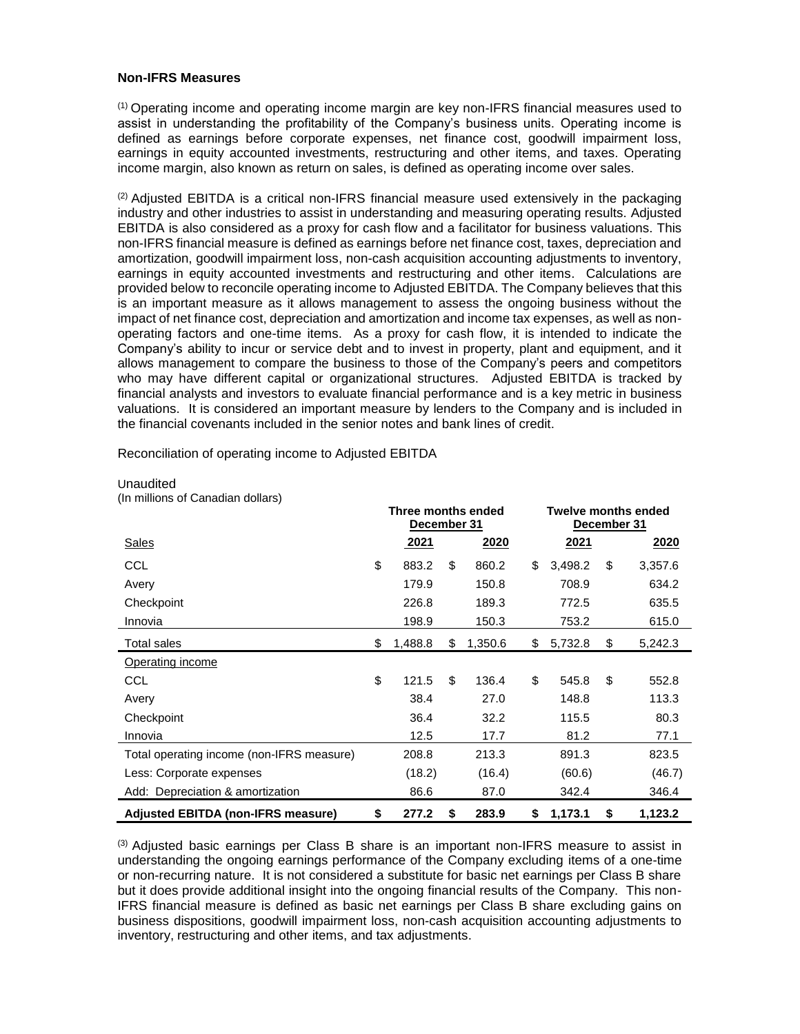**Non-IFRS Measures**

[1] Operating income and operating income margin are key non-IFRS financial measures used to assist in understanding the profitability of the Company's business units. Operating income is defined as earnings before corporate expenses, net finance cost, goodwill impairment loss, earnings in equity accounted investments, restructuring and other items, and taxes. Operating income margin, also known as return on sales, is defined as operating income over sales.

[2] Adjusted EBITDA is a critical non-IFRS financial measure used extensively in the packaging industry and other industries to assist in understanding and measuring operating results. Adjusted EBITDA is also considered as a proxy for cash flow and a facilitator for business valuations. This non-IFRS financial measure is defined as earnings before net finance cost, taxes, depreciation and amortization, goodwill impairment loss, non-cash acquisition accounting adjustments to inventory, earnings in equity accounted investments and restructuring and other items. Calculations are provided below to reconcile operating income to Adjusted EBITDA. The Company believes that this is an important measure as it allows management to assess the ongoing business without the impact of net finance cost, depreciation and amortization and income tax expenses, as well as non-operating factors and one-time items. As a proxy for cash flow, it is intended to indicate the Company's ability to incur or service debt and to invest in property, plant and equipment, and it allows management to compare the business to those of the Company's peers and competitors who may have different capital or organizational structures. Adjusted EBITDA is tracked by financial analysts and investors to evaluate financial performance and is a key metric in business valuations. It is considered an important measure by lenders to the Company and is included in the financial covenants included in the senior notes and bank lines of credit.

Reconciliation of operating income to Adjusted EBITDA

Unaudited
(In millions of Canadian dollars)

| | Three months ended December 31 | | Twelve months ended December 31 | |
|---|---|---|---|---|
| Sales | 2021 | 2020 | 2021 | 2020 |
| CCL | $ 883.2 | $ 860.2 | $ 3,498.2 | $ 3,357.6 |
| Avery | 179.9 | 150.8 | 708.9 | 634.2 |
| Checkpoint | 226.8 | 189.3 | 772.5 | 635.5 |
| Innovia | 198.9 | 150.3 | 753.2 | 615.0 |
| Total sales | $ 1,488.8 | $ 1,350.6 | $ 5,732.8 | $ 5,242.3 |
| Operating income | | | | |
| CCL | $ 121.5 | $ 136.4 | $ 545.8 | $ 552.8 |
| Avery | 38.4 | 27.0 | 148.8 | 113.3 |
| Checkpoint | 36.4 | 32.2 | 115.5 | 80.3 |
| Innovia | 12.5 | 17.7 | 81.2 | 77.1 |
| Total operating income (non-IFRS measure) | 208.8 | 213.3 | 891.3 | 823.5 |
| Less: Corporate expenses | (18.2) | (16.4) | (60.6) | (46.7) |
| Add: Depreciation & amortization | 86.6 | 87.0 | 342.4 | 346.4 |
| **Adjusted EBITDA (non-IFRS measure)** | **$ 277.2** | **$ 283.9** | **$ 1,173.1** | **$ 1,123.2** |

[3] Adjusted basic earnings per Class B share is an important non-IFRS measure to assist in understanding the ongoing earnings performance of the Company excluding items of a one-time or non-recurring nature. It is not considered a substitute for basic net earnings per Class B share but it does provide additional insight into the ongoing financial results of the Company. This non-IFRS financial measure is defined as basic net earnings per Class B share excluding gains on business dispositions, goodwill impairment loss, non-cash acquisition accounting adjustments to inventory, restructuring and other items, and tax adjustments.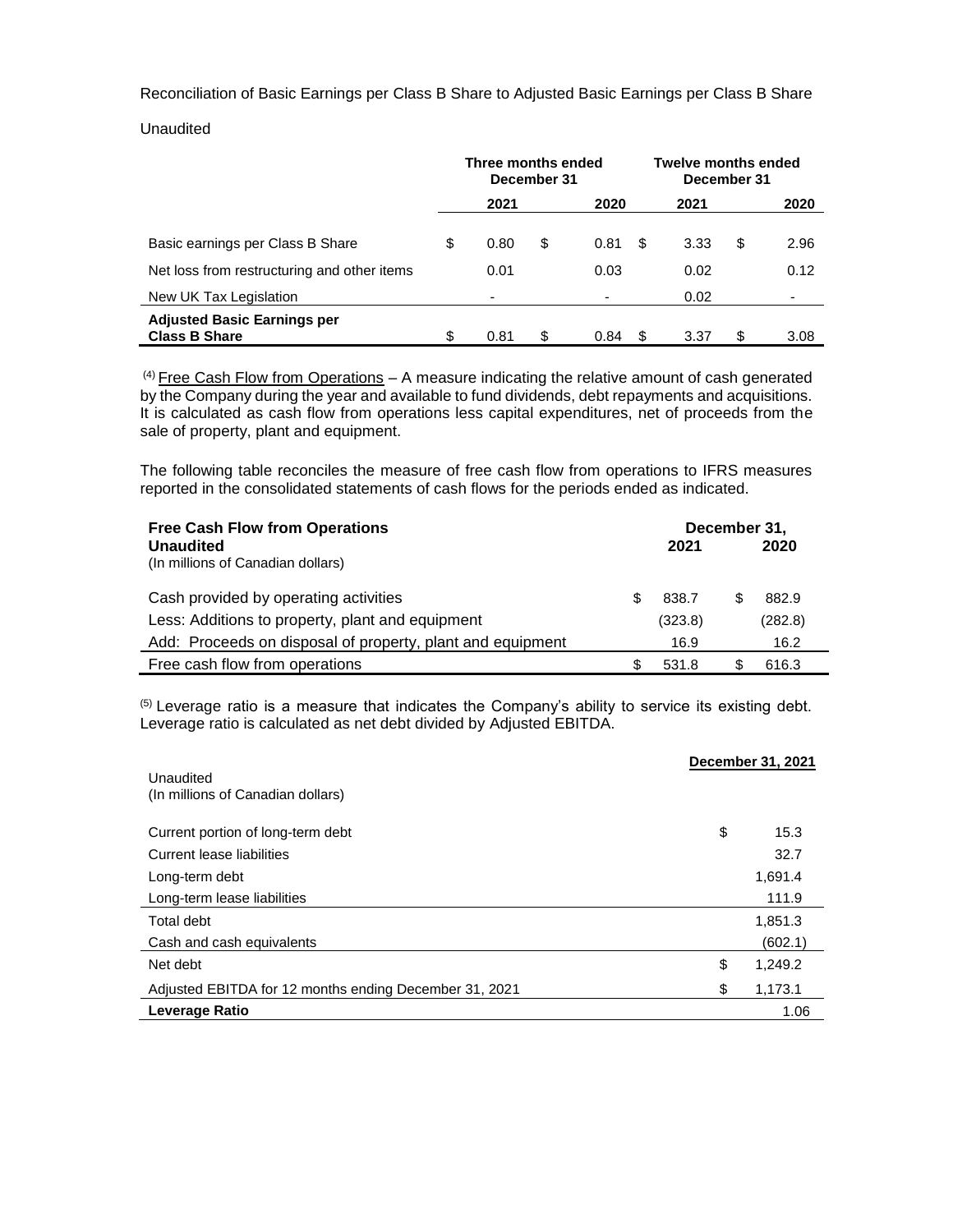Reconciliation of Basic Earnings per Class B Share to Adjusted Basic Earnings per Class B Share

Unaudited

| | Three months ended December 31 | | Twelve months ended December 31 | |
|---|---|---|---|---|
| | 2021 | 2020 | 2021 | 2020 |
| Basic earnings per Class B Share | $ 0.80 | $ 0.81 | $ 3.33 | $ 2.96 |
| Net loss from restructuring and other items | 0.01 | 0.03 | 0.02 | 0.12 |
| New UK Tax Legislation | - | - | 0.02 | - |
| **Adjusted Basic Earnings per Class B Share** | $ 0.81 | $ 0.84 | $ 3.37 | $ 3.08 |

(4) Free Cash Flow from Operations – A measure indicating the relative amount of cash generated by the Company during the year and available to fund dividends, debt repayments and acquisitions. It is calculated as cash flow from operations less capital expenditures, net of proceeds from the sale of property, plant and equipment.

The following table reconciles the measure of free cash flow from operations to IFRS measures reported in the consolidated statements of cash flows for the periods ended as indicated.

| **Free Cash Flow from Operations** **Unaudited** (In millions of Canadian dollars) | December 31, 2021 | December 31, 2020 |
|---|---|---|
| Cash provided by operating activities | $ 838.7 | $ 882.9 |
| Less: Additions to property, plant and equipment | (323.8) | (282.8) |
| Add: Proceeds on disposal of property, plant and equipment | 16.9 | 16.2 |
| Free cash flow from operations | $ 531.8 | $ 616.3 |

(5) Leverage ratio is a measure that indicates the Company's ability to service its existing debt. Leverage ratio is calculated as net debt divided by Adjusted EBITDA.

| Unaudited (In millions of Canadian dollars) | December 31, 2021 |
|---|---|
| Current portion of long-term debt | $ 15.3 |
| Current lease liabilities | 32.7 |
| Long-term debt | 1,691.4 |
| Long-term lease liabilities | 111.9 |
| Total debt | 1,851.3 |
| Cash and cash equivalents | (602.1) |
| Net debt | $ 1,249.2 |
| Adjusted EBITDA for 12 months ending December 31, 2021 | $ 1,173.1 |
| **Leverage Ratio** | 1.06 |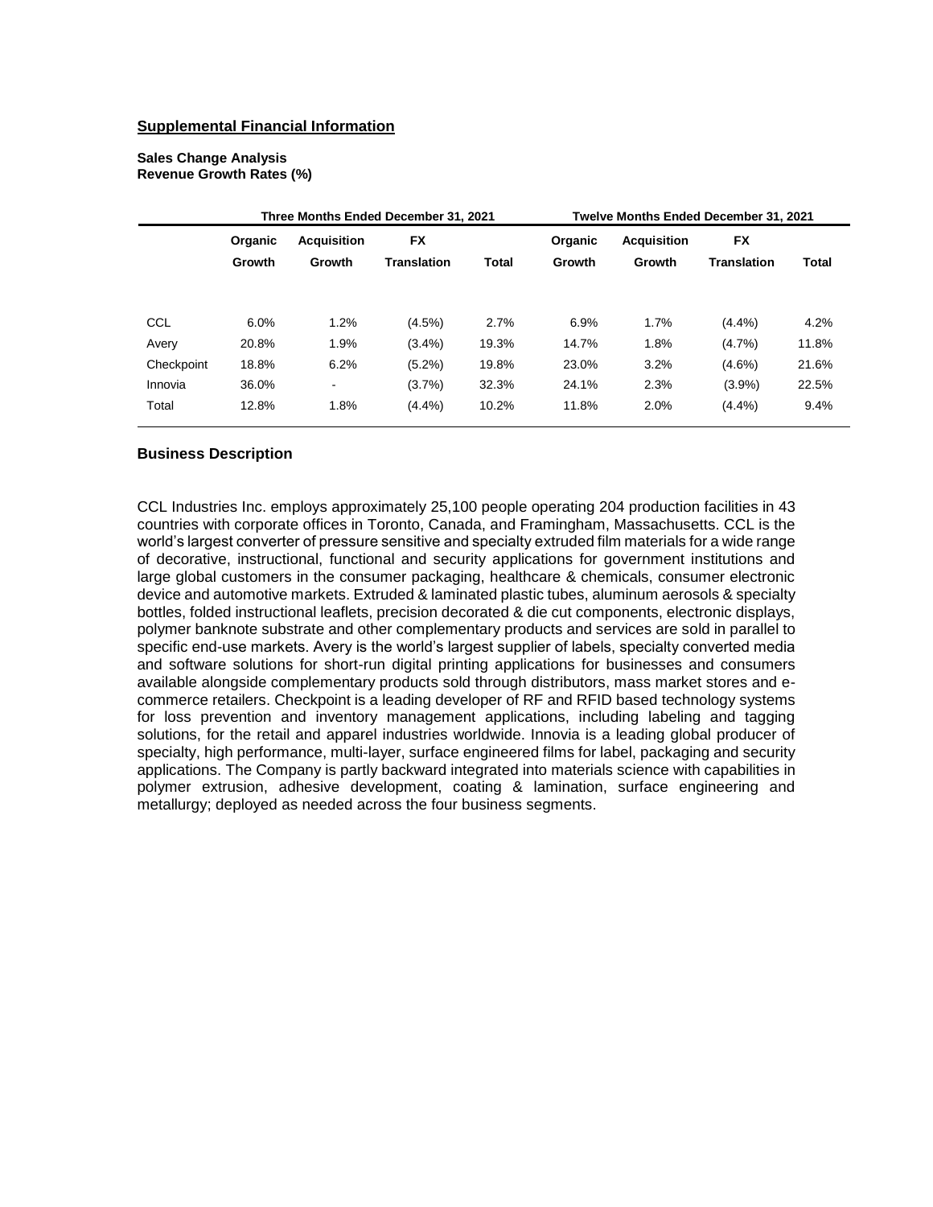## Supplemental Financial Information

**Sales Change Analysis**
**Revenue Growth Rates (%)**

| | Three Months Ended December 31, 2021 | | | | Twelve Months Ended December 31, 2021 | | | |
|---|---|---|---|---|---|---|---|---|
| | Organic Growth | Acquisition Growth | FX Translation | Total | Organic Growth | Acquisition Growth | FX Translation | Total |
| CCL | 6.0% | 1.2% | (4.5%) | 2.7% | 6.9% | 1.7% | (4.4%) | 4.2% |
| Avery | 20.8% | 1.9% | (3.4%) | 19.3% | 14.7% | 1.8% | (4.7%) | 11.8% |
| Checkpoint | 18.8% | 6.2% | (5.2%) | 19.8% | 23.0% | 3.2% | (4.6%) | 21.6% |
| Innovia | 36.0% | - | (3.7%) | 32.3% | 24.1% | 2.3% | (3.9%) | 22.5% |
| Total | 12.8% | 1.8% | (4.4%) | 10.2% | 11.8% | 2.0% | (4.4%) | 9.4% |

### Business Description

CCL Industries Inc. employs approximately 25,100 people operating 204 production facilities in 43 countries with corporate offices in Toronto, Canada, and Framingham, Massachusetts. CCL is the world's largest converter of pressure sensitive and specialty extruded film materials for a wide range of decorative, instructional, functional and security applications for government institutions and large global customers in the consumer packaging, healthcare & chemicals, consumer electronic device and automotive markets. Extruded & laminated plastic tubes, aluminum aerosols & specialty bottles, folded instructional leaflets, precision decorated & die cut components, electronic displays, polymer banknote substrate and other complementary products and services are sold in parallel to specific end-use markets. Avery is the world's largest supplier of labels, specialty converted media and software solutions for short-run digital printing applications for businesses and consumers available alongside complementary products sold through distributors, mass market stores and e-commerce retailers. Checkpoint is a leading developer of RF and RFID based technology systems for loss prevention and inventory management applications, including labeling and tagging solutions, for the retail and apparel industries worldwide. Innovia is a leading global producer of specialty, high performance, multi-layer, surface engineered films for label, packaging and security applications. The Company is partly backward integrated into materials science with capabilities in polymer extrusion, adhesive development, coating & lamination, surface engineering and metallurgy; deployed as needed across the four business segments.